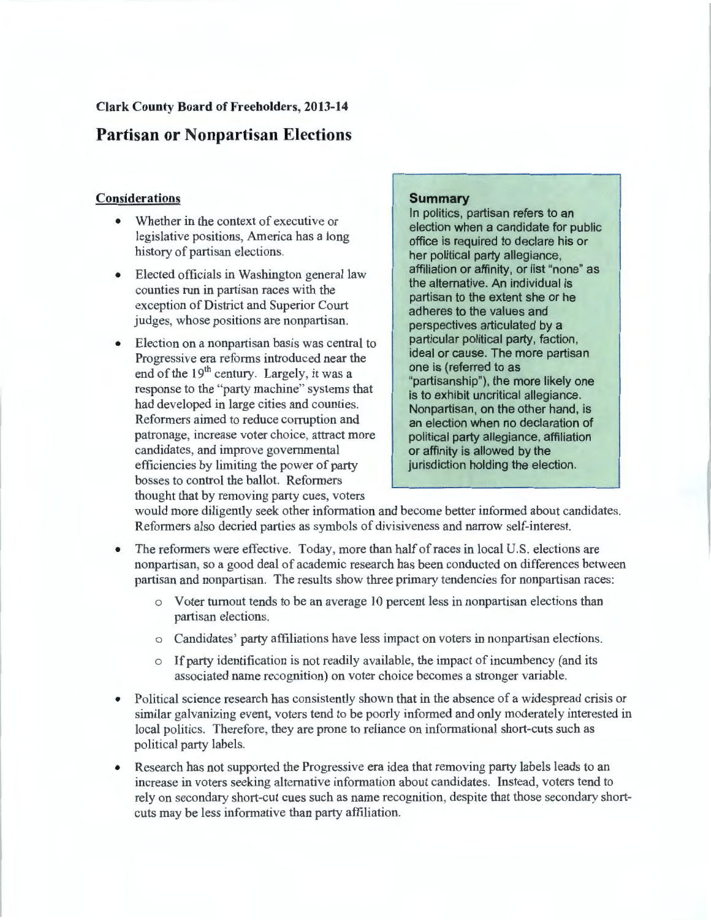**Clark County Board of Freeholders, 2013-14**

# Partisan or Nonpartisan Elections

### Summary

In politics, partisan refers to an election when a candidate for public office is required to declare his or her political party allegiance, affiliation or affinity, or list "none" as the alternative. An individual is partisan to the extent she or he adheres to the values and perspectives articulated by a particular political party, faction, ideal or cause. The more partisan one is (referred to as "partisanship"), the more likely one is to exhibit uncritical allegiance. Nonpartisan, on the other hand, is an election when no declaration of political party allegiance, affiliation or affinity is allowed by the jurisdiction holding the election.

## Considerations

- Whether in the context of executive or legislative positions, America has a long history of partisan elections.
- Elected officials in Washington general law counties run in partisan races with the exception of District and Superior Court judges, whose positions are nonpartisan.
- Election on a nonpartisan basis was central to Progressive era reforms introduced near the end of the 19th century. Largely, it was a response to the "party machine" systems that had developed in large cities and counties. Reformers aimed to reduce corruption and patronage, increase voter choice, attract more candidates, and improve governmental efficiencies by limiting the power of party bosses to control the ballot. Reformers thought that by removing party cues, voters would more diligently seek other information and become better informed about candidates. Reformers also decried parties as symbols of divisiveness and narrow self-interest.
- The reformers were effective. Today, more than half of races in local U.S. elections are nonpartisan, so a good deal of academic research has been conducted on differences between partisan and nonpartisan. The results show three primary tendencies for nonpartisan races:
  - Voter turnout tends to be an average 10 percent less in nonpartisan elections than partisan elections.
  - Candidates' party affiliations have less impact on voters in nonpartisan elections.
  - If party identification is not readily available, the impact of incumbency (and its associated name recognition) on voter choice becomes a stronger variable.
- Political science research has consistently shown that in the absence of a widespread crisis or similar galvanizing event, voters tend to be poorly informed and only moderately interested in local politics. Therefore, they are prone to reliance on informational short-cuts such as political party labels.
- Research has not supported the Progressive era idea that removing party labels leads to an increase in voters seeking alternative information about candidates. Instead, voters tend to rely on secondary short-cut cues such as name recognition, despite that those secondary short-cuts may be less informative than party affiliation.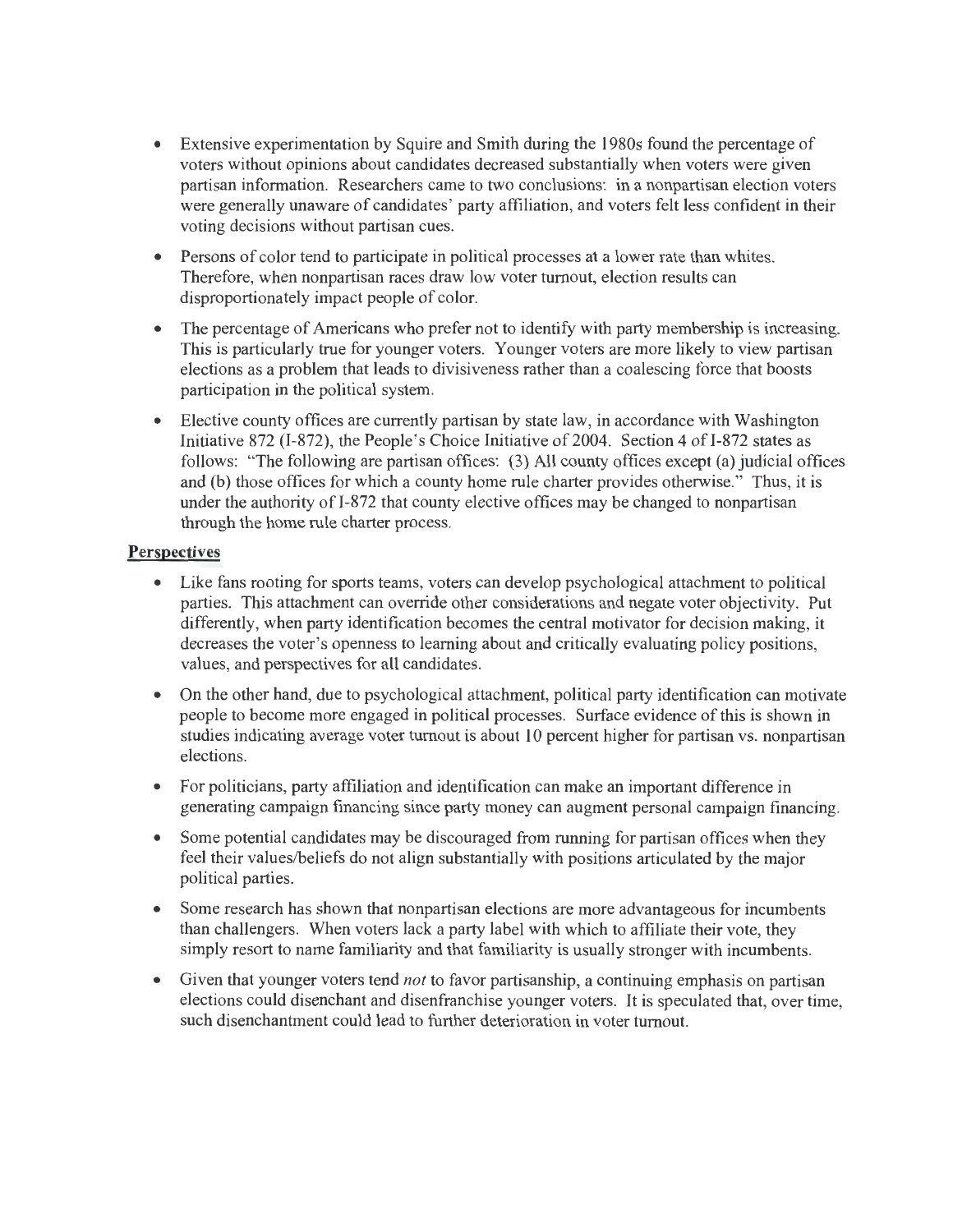- Extensive experimentation by Squire and Smith during the 1980s found the percentage of voters without opinions about candidates decreased substantially when voters were given partisan information. Researchers came to two conclusions: in a nonpartisan election voters were generally unaware of candidates' party affiliation, and voters felt less confident in their voting decisions without partisan cues.
- Persons of color tend to participate in political processes at a lower rate than whites. Therefore, when nonpartisan races draw low voter turnout, election results can disproportionately impact people of color.
- The percentage of Americans who prefer not to identify with party membership is increasing. This is particularly true for younger voters. Younger voters are more likely to view partisan elections as a problem that leads to divisiveness rather than a coalescing force that boosts participation in the political system.
- Elective county offices are currently partisan by state law, in accordance with Washington Initiative 872 (I-872), the People's Choice Initiative of 2004. Section 4 of I-872 states as follows: "The following are partisan offices: (3) All county offices except (a) judicial offices and (b) those offices for which a county home rule charter provides otherwise." Thus, it is under the authority of I-872 that county elective offices may be changed to nonpartisan through the home rule charter process.

## Perspectives

- Like fans rooting for sports teams, voters can develop psychological attachment to political parties. This attachment can override other considerations and negate voter objectivity. Put differently, when party identification becomes the central motivator for decision making, it decreases the voter's openness to learning about and critically evaluating policy positions, values, and perspectives for all candidates.
- On the other hand, due to psychological attachment, political party identification can motivate people to become more engaged in political processes. Surface evidence of this is shown in studies indicating average voter turnout is about 10 percent higher for partisan vs. nonpartisan elections.
- For politicians, party affiliation and identification can make an important difference in generating campaign financing since party money can augment personal campaign financing.
- Some potential candidates may be discouraged from running for partisan offices when they feel their values/beliefs do not align substantially with positions articulated by the major political parties.
- Some research has shown that nonpartisan elections are more advantageous for incumbents than challengers. When voters lack a party label with which to affiliate their vote, they simply resort to name familiarity and that familiarity is usually stronger with incumbents.
- Given that younger voters tend *not* to favor partisanship, a continuing emphasis on partisan elections could disenchant and disenfranchise younger voters. It is speculated that, over time, such disenchantment could lead to further deterioration in voter turnout.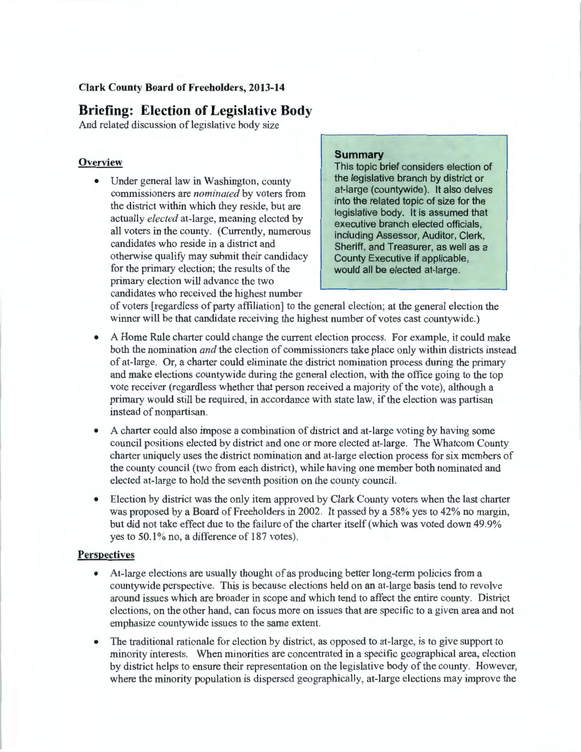**Clark County Board of Freeholders, 2013-14**

# Briefing: Election of Legislative Body

And related discussion of legislative body size

> **Summary**
> This topic brief considers election of the legislative branch by district or at-large (countywide). It also delves into the related topic of size for the legislative body. It is assumed that executive branch elected officials, including Assessor, Auditor, Clerk, Sheriff, and Treasurer, as well as a County Executive if applicable, would all be elected at-large.

## Overview

- Under general law in Washington, county commissioners are *nominated* by voters from the district within which they reside, but are actually *elected* at-large, meaning elected by all voters in the county. (Currently, numerous candidates who reside in a district and otherwise qualify may submit their candidacy for the primary election; the results of the primary election will advance the two candidates who received the highest number of voters [regardless of party affiliation] to the general election; at the general election the winner will be that candidate receiving the highest number of votes cast countywide.)
- A Home Rule charter could change the current election process. For example, it could make both the nomination *and* the election of commissioners take place only within districts instead of at-large. Or, a charter could eliminate the district nomination process during the primary and make elections countywide during the general election, with the office going to the top vote receiver (regardless whether that person received a majority of the vote), although a primary would still be required, in accordance with state law, if the election was partisan instead of nonpartisan.
- A charter could also impose a combination of district and at-large voting by having some council positions elected by district and one or more elected at-large. The Whatcom County charter uniquely uses the district nomination and at-large election process for six members of the county council (two from each district), while having one member both nominated and elected at-large to hold the seventh position on the county council.
- Election by district was the only item approved by Clark County voters when the last charter was proposed by a Board of Freeholders in 2002. It passed by a 58% yes to 42% no margin, but did not take effect due to the failure of the charter itself (which was voted down 49.9% yes to 50.1% no, a difference of 187 votes).

## Perspectives

- At-large elections are usually thought of as producing better long-term policies from a countywide perspective. This is because elections held on an at-large basis tend to revolve around issues which are broader in scope and which tend to affect the entire county. District elections, on the other hand, can focus more on issues that are specific to a given area and not emphasize countywide issues to the same extent.
- The traditional rationale for election by district, as opposed to at-large, is to give support to minority interests. When minorities are concentrated in a specific geographical area, election by district helps to ensure their representation on the legislative body of the county. However, where the minority population is dispersed geographically, at-large elections may improve the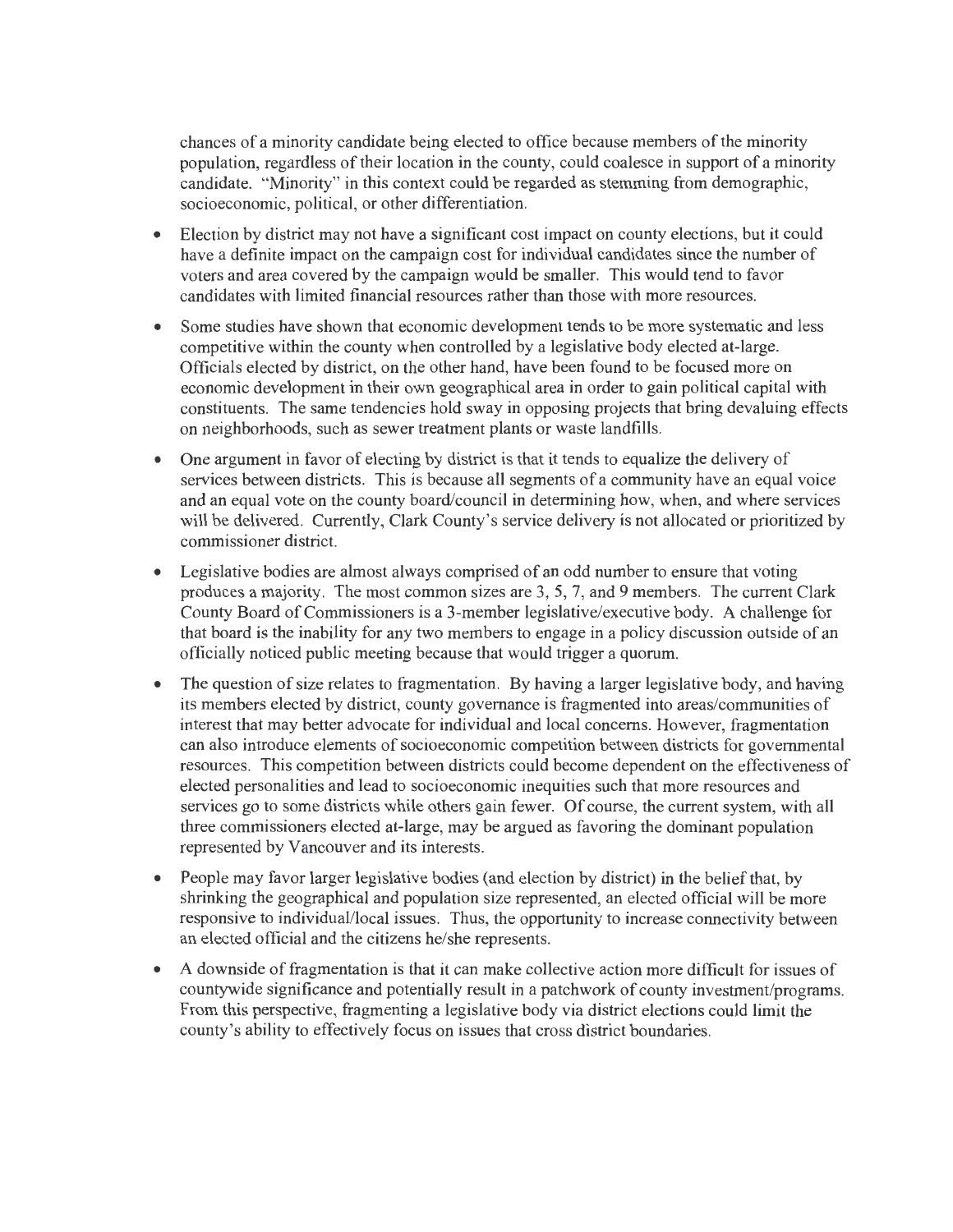chances of a minority candidate being elected to office because members of the minority population, regardless of their location in the county, could coalesce in support of a minority candidate. "Minority" in this context could be regarded as stemming from demographic, socioeconomic, political, or other differentiation.

- Election by district may not have a significant cost impact on county elections, but it could have a definite impact on the campaign cost for individual candidates since the number of voters and area covered by the campaign would be smaller. This would tend to favor candidates with limited financial resources rather than those with more resources.

- Some studies have shown that economic development tends to be more systematic and less competitive within the county when controlled by a legislative body elected at-large. Officials elected by district, on the other hand, have been found to be focused more on economic development in their own geographical area in order to gain political capital with constituents. The same tendencies hold sway in opposing projects that bring devaluing effects on neighborhoods, such as sewer treatment plants or waste landfills.

- One argument in favor of electing by district is that it tends to equalize the delivery of services between districts. This is because all segments of a community have an equal voice and an equal vote on the county board/council in determining how, when, and where services will be delivered. Currently, Clark County's service delivery is not allocated or prioritized by commissioner district.

- Legislative bodies are almost always comprised of an odd number to ensure that voting produces a majority. The most common sizes are 3, 5, 7, and 9 members. The current Clark County Board of Commissioners is a 3-member legislative/executive body. A challenge for that board is the inability for any two members to engage in a policy discussion outside of an officially noticed public meeting because that would trigger a quorum.

- The question of size relates to fragmentation. By having a larger legislative body, and having its members elected by district, county governance is fragmented into areas/communities of interest that may better advocate for individual and local concerns. However, fragmentation can also introduce elements of socioeconomic competition between districts for governmental resources. This competition between districts could become dependent on the effectiveness of elected personalities and lead to socioeconomic inequities such that more resources and services go to some districts while others gain fewer. Of course, the current system, with all three commissioners elected at-large, may be argued as favoring the dominant population represented by Vancouver and its interests.

- People may favor larger legislative bodies (and election by district) in the belief that, by shrinking the geographical and population size represented, an elected official will be more responsive to individual/local issues. Thus, the opportunity to increase connectivity between an elected official and the citizens he/she represents.

- A downside of fragmentation is that it can make collective action more difficult for issues of countywide significance and potentially result in a patchwork of county investment/programs. From this perspective, fragmenting a legislative body via district elections could limit the county's ability to effectively focus on issues that cross district boundaries.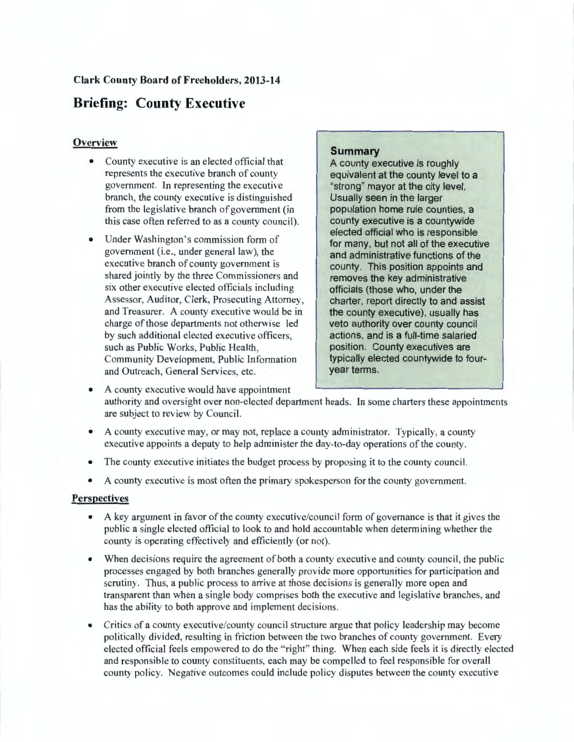**Clark County Board of Freeholders, 2013-14**

# Briefing: County Executive

## Overview

- County executive is an elected official that represents the executive branch of county government. In representing the executive branch, the county executive is distinguished from the legislative branch of government (in this case often referred to as a county council).
- Under Washington's commission form of government (i.e., under general law), the executive branch of county government is shared jointly by the three Commissioners and six other executive elected officials including Assessor, Auditor, Clerk, Prosecuting Attorney, and Treasurer. A county executive would be in charge of those departments not otherwise led by such additional elected executive officers, such as Public Works, Public Health, Community Development, Public Information and Outreach, General Services, etc.
- A county executive would have appointment authority and oversight over non-elected department heads. In some charters these appointments are subject to review by Council.
- A county executive may, or may not, replace a county administrator. Typically, a county executive appoints a deputy to help administer the day-to-day operations of the county.
- The county executive initiates the budget process by proposing it to the county council.
- A county executive is most often the primary spokesperson for the county government.

> **Summary**
>
> A county executive is roughly equivalent at the county level to a "strong" mayor at the city level. Usually seen in the larger population home rule counties, a county executive is a countywide elected official who is responsible for many, but not all of the executive and administrative functions of the county. This position appoints and removes the key administrative officials (those who, under the charter, report directly to and assist the county executive), usually has veto authority over county council actions, and is a full-time salaried position. County executives are typically elected countywide to four-year terms.

## Perspectives

- A key argument in favor of the county executive/council form of governance is that it gives the public a single elected official to look to and hold accountable when determining whether the county is operating effectively and efficiently (or not).
- When decisions require the agreement of both a county executive and county council, the public processes engaged by both branches generally provide more opportunities for participation and scrutiny. Thus, a public process to arrive at those decisions is generally more open and transparent than when a single body comprises both the executive and legislative branches, and has the ability to both approve and implement decisions.
- Critics of a county executive/county council structure argue that policy leadership may become politically divided, resulting in friction between the two branches of county government. Every elected official feels empowered to do the "right" thing. When each side feels it is directly elected and responsible to county constituents, each may be compelled to feel responsible for overall county policy. Negative outcomes could include policy disputes between the county executive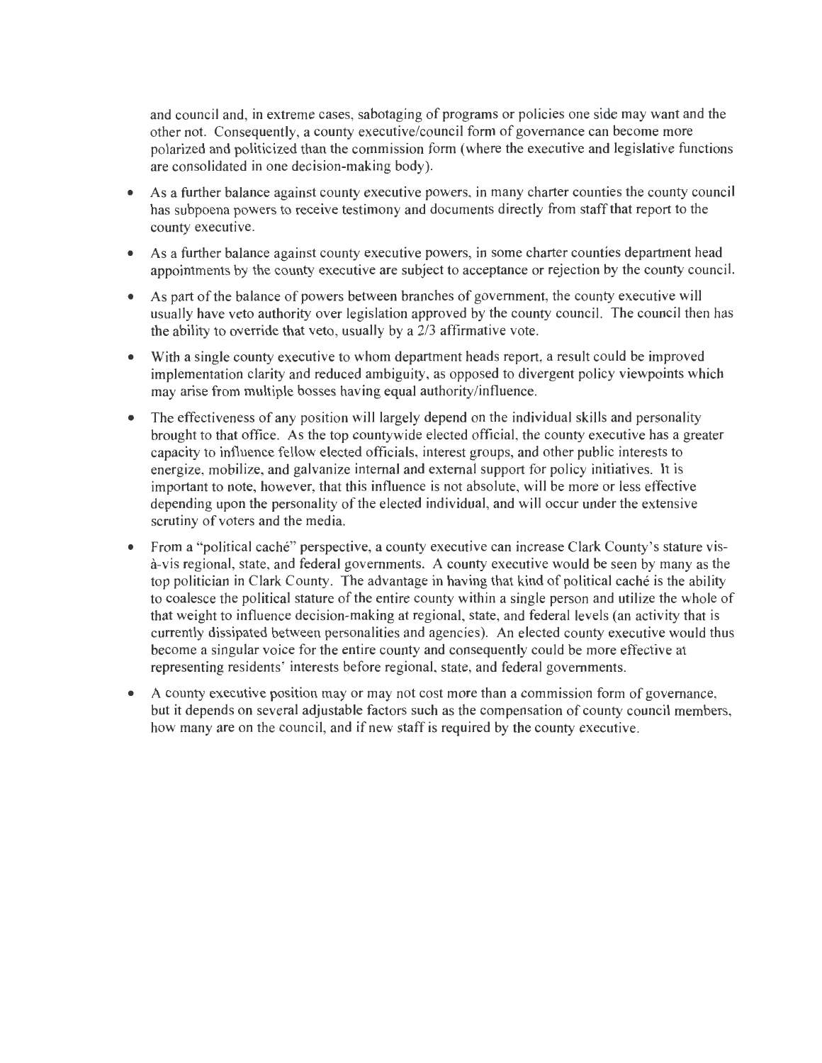and council and, in extreme cases, sabotaging of programs or policies one side may want and the other not. Consequently, a county executive/council form of governance can become more polarized and politicized than the commission form (where the executive and legislative functions are consolidated in one decision-making body).

- As a further balance against county executive powers, in many charter counties the county council has subpoena powers to receive testimony and documents directly from staff that report to the county executive.
- As a further balance against county executive powers, in some charter counties department head appointments by the county executive are subject to acceptance or rejection by the county council.
- As part of the balance of powers between branches of government, the county executive will usually have veto authority over legislation approved by the county council. The council then has the ability to override that veto, usually by a 2/3 affirmative vote.
- With a single county executive to whom department heads report, a result could be improved implementation clarity and reduced ambiguity, as opposed to divergent policy viewpoints which may arise from multiple bosses having equal authority/influence.
- The effectiveness of any position will largely depend on the individual skills and personality brought to that office. As the top countywide elected official, the county executive has a greater capacity to influence fellow elected officials, interest groups, and other public interests to energize, mobilize, and galvanize internal and external support for policy initiatives. It is important to note, however, that this influence is not absolute, will be more or less effective depending upon the personality of the elected individual, and will occur under the extensive scrutiny of voters and the media.
- From a "political caché" perspective, a county executive can increase Clark County's stature vis-à-vis regional, state, and federal governments. A county executive would be seen by many as the top politician in Clark County. The advantage in having that kind of political caché is the ability to coalesce the political stature of the entire county within a single person and utilize the whole of that weight to influence decision-making at regional, state, and federal levels (an activity that is currently dissipated between personalities and agencies). An elected county executive would thus become a singular voice for the entire county and consequently could be more effective at representing residents' interests before regional, state, and federal governments.
- A county executive position may or may not cost more than a commission form of governance, but it depends on several adjustable factors such as the compensation of county council members, how many are on the council, and if new staff is required by the county executive.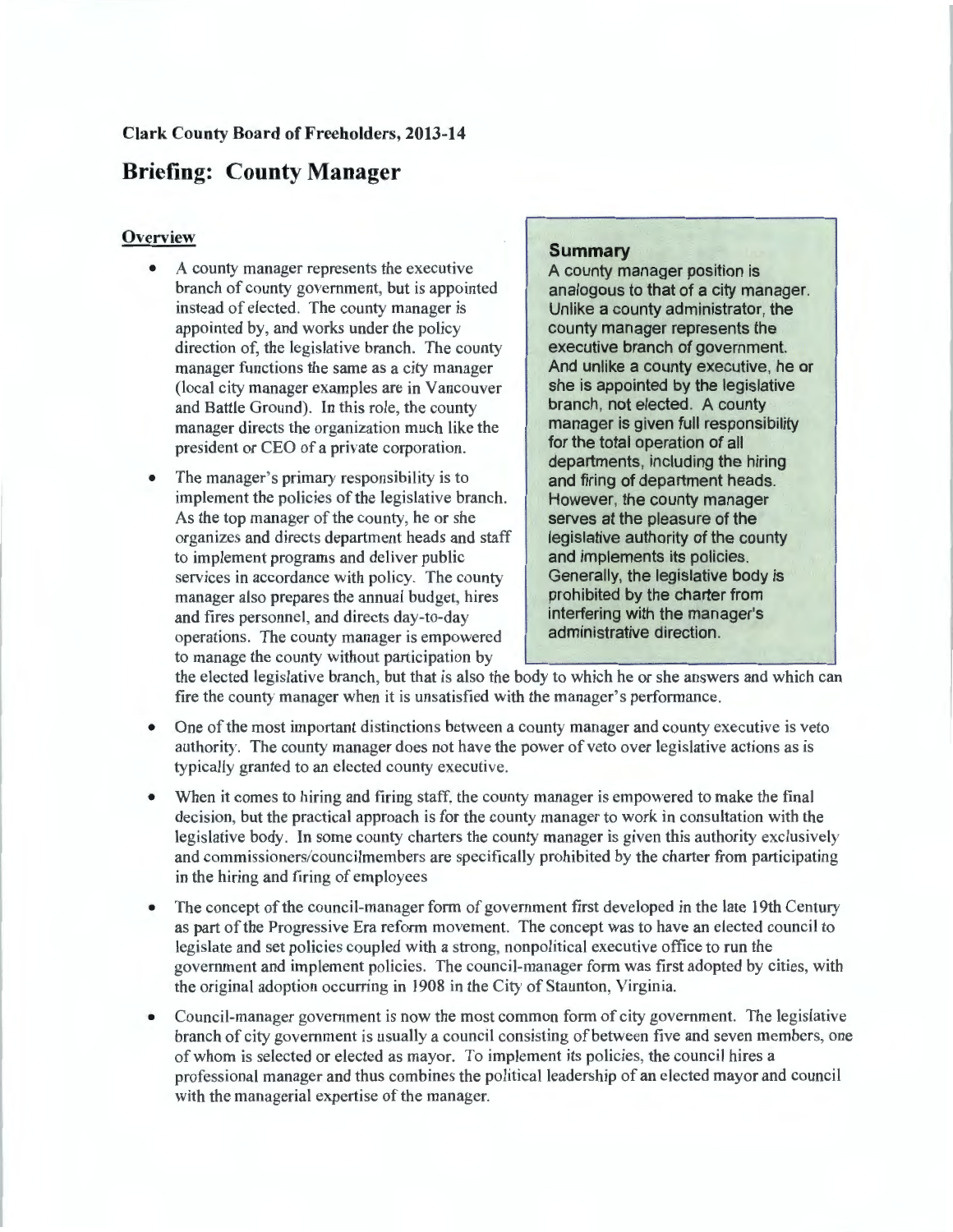**Clark County Board of Freeholders, 2013-14**

# Briefing: County Manager

## Overview

- A county manager represents the executive branch of county government, but is appointed instead of elected. The county manager is appointed by, and works under the policy direction of, the legislative branch. The county manager functions the same as a city manager (local city manager examples are in Vancouver and Battle Ground). In this role, the county manager directs the organization much like the president or CEO of a private corporation.
- The manager's primary responsibility is to implement the policies of the legislative branch. As the top manager of the county, he or she organizes and directs department heads and staff to implement programs and deliver public services in accordance with policy. The county manager also prepares the annual budget, hires and fires personnel, and directs day-to-day operations. The county manager is empowered to manage the county without participation by the elected legislative branch, but that is also the body to which he or she answers and which can fire the county manager when it is unsatisfied with the manager's performance.

> **Summary**
>
> A county manager position is analogous to that of a city manager. Unlike a county administrator, the county manager represents the executive branch of government. And unlike a county executive, he or she is appointed by the legislative branch, not elected. A county manager is given full responsibility for the total operation of all departments, including the hiring and firing of department heads. However, the county manager serves at the pleasure of the legislative authority of the county and implements its policies. Generally, the legislative body is prohibited by the charter from interfering with the manager's administrative direction.

- One of the most important distinctions between a county manager and county executive is veto authority. The county manager does not have the power of veto over legislative actions as is typically granted to an elected county executive.
- When it comes to hiring and firing staff, the county manager is empowered to make the final decision, but the practical approach is for the county manager to work in consultation with the legislative body. In some county charters the county manager is given this authority exclusively and commissioners/councilmembers are specifically prohibited by the charter from participating in the hiring and firing of employees
- The concept of the council-manager form of government first developed in the late 19th Century as part of the Progressive Era reform movement. The concept was to have an elected council to legislate and set policies coupled with a strong, nonpolitical executive office to run the government and implement policies. The council-manager form was first adopted by cities, with the original adoption occurring in 1908 in the City of Staunton, Virginia.
- Council-manager government is now the most common form of city government. The legislative branch of city government is usually a council consisting of between five and seven members, one of whom is selected or elected as mayor. To implement its policies, the council hires a professional manager and thus combines the political leadership of an elected mayor and council with the managerial expertise of the manager.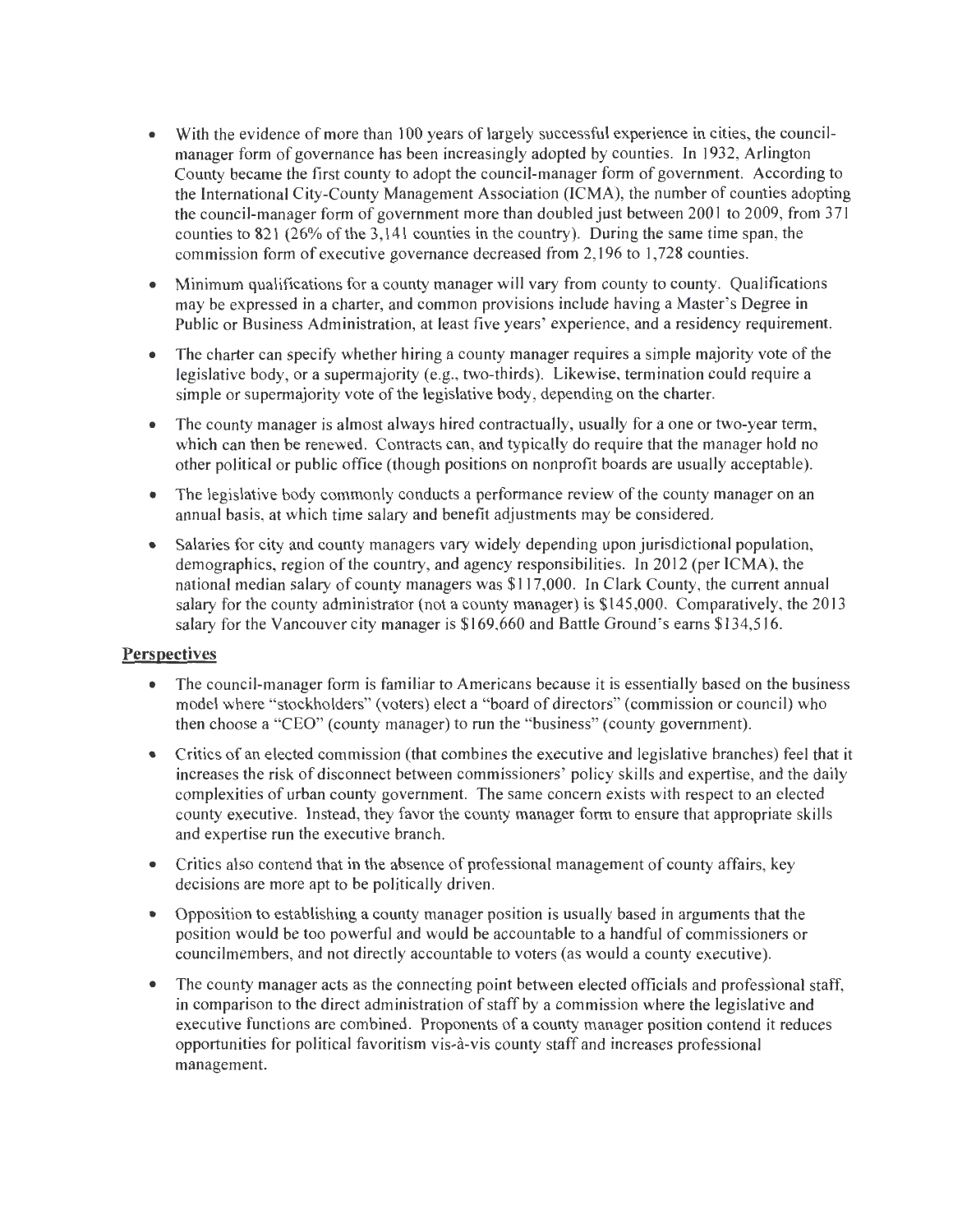- With the evidence of more than 100 years of largely successful experience in cities, the council-manager form of governance has been increasingly adopted by counties. In 1932, Arlington County became the first county to adopt the council-manager form of government. According to the International City-County Management Association (ICMA), the number of counties adopting the council-manager form of government more than doubled just between 2001 to 2009, from 371 counties to 821 (26% of the 3,141 counties in the country). During the same time span, the commission form of executive governance decreased from 2,196 to 1,728 counties.
- Minimum qualifications for a county manager will vary from county to county. Qualifications may be expressed in a charter, and common provisions include having a Master's Degree in Public or Business Administration, at least five years' experience, and a residency requirement.
- The charter can specify whether hiring a county manager requires a simple majority vote of the legislative body, or a supermajority (e.g., two-thirds). Likewise, termination could require a simple or supermajority vote of the legislative body, depending on the charter.
- The county manager is almost always hired contractually, usually for a one or two-year term, which can then be renewed. Contracts can, and typically do require that the manager hold no other political or public office (though positions on nonprofit boards are usually acceptable).
- The legislative body commonly conducts a performance review of the county manager on an annual basis, at which time salary and benefit adjustments may be considered.
- Salaries for city and county managers vary widely depending upon jurisdictional population, demographics, region of the country, and agency responsibilities. In 2012 (per ICMA), the national median salary of county managers was $117,000. In Clark County, the current annual salary for the county administrator (not a county manager) is $145,000. Comparatively, the 2013 salary for the Vancouver city manager is $169,660 and Battle Ground's earns $134,516.

## Perspectives

- The council-manager form is familiar to Americans because it is essentially based on the business model where "stockholders" (voters) elect a "board of directors" (commission or council) who then choose a "CEO" (county manager) to run the "business" (county government).
- Critics of an elected commission (that combines the executive and legislative branches) feel that it increases the risk of disconnect between commissioners' policy skills and expertise, and the daily complexities of urban county government. The same concern exists with respect to an elected county executive. Instead, they favor the county manager form to ensure that appropriate skills and expertise run the executive branch.
- Critics also contend that in the absence of professional management of county affairs, key decisions are more apt to be politically driven.
- Opposition to establishing a county manager position is usually based in arguments that the position would be too powerful and would be accountable to a handful of commissioners or councilmembers, and not directly accountable to voters (as would a county executive).
- The county manager acts as the connecting point between elected officials and professional staff, in comparison to the direct administration of staff by a commission where the legislative and executive functions are combined. Proponents of a county manager position contend it reduces opportunities for political favoritism vis-à-vis county staff and increases professional management.